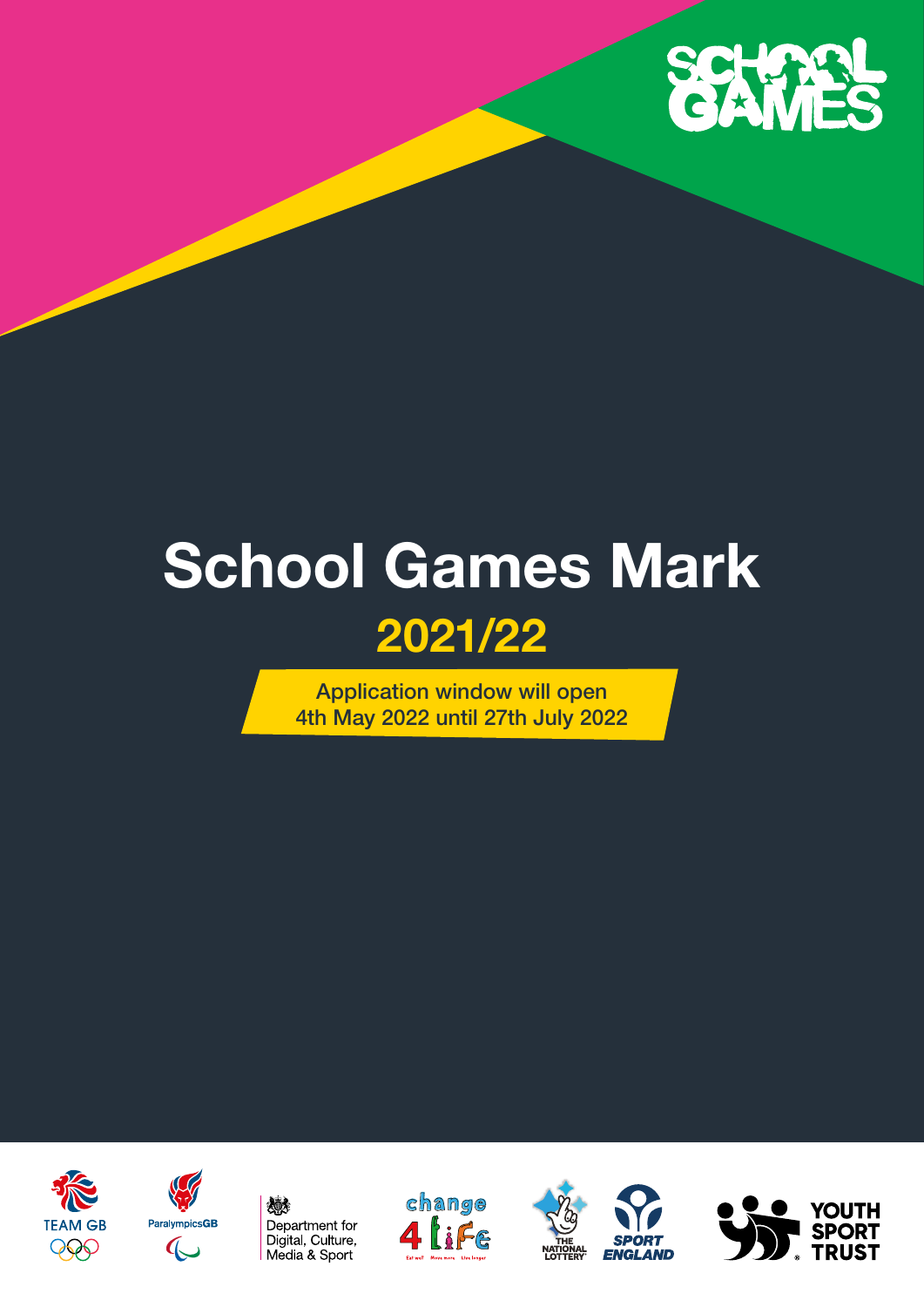# School Games Mark

## 2021/22

Application window will open
4th May 2022 until 27th July 2022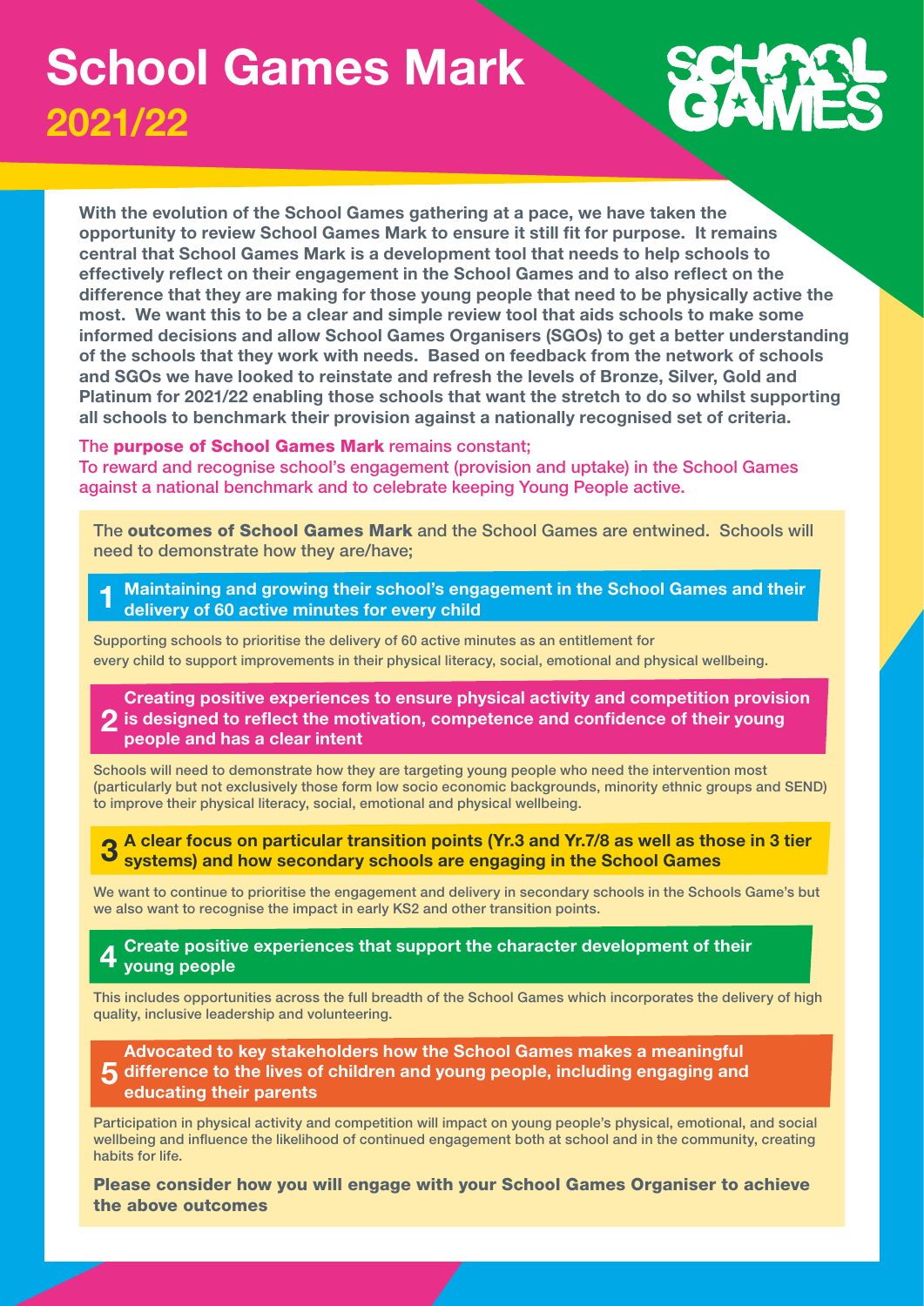# School Games Mark
## 2021/22

**With the evolution of the School Games gathering at a pace, we have taken the opportunity to review School Games Mark to ensure it still fit for purpose. It remains central that School Games Mark is a development tool that needs to help schools to effectively reflect on their engagement in the School Games and to also reflect on the difference that they are making for those young people that need to be physically active the most. We want this to be a clear and simple review tool that aids schools to make some informed decisions and allow School Games Organisers (SGOs) to get a better understanding of the schools that they work with needs. Based on feedback from the network of schools and SGOs we have looked to reinstate and refresh the levels of Bronze, Silver, Gold and Platinum for 2021/22 enabling those schools that want the stretch to do so whilst supporting all schools to benchmark their provision against a nationally recognised set of criteria.**

The **purpose of School Games Mark** remains constant;
To reward and recognise school's engagement (provision and uptake) in the School Games against a national benchmark and to celebrate keeping Young People active.

The **outcomes of School Games Mark** and the School Games are entwined. Schools will need to demonstrate how they are/have;

### 1 Maintaining and growing their school's engagement in the School Games and their delivery of 60 active minutes for every child

Supporting schools to prioritise the delivery of 60 active minutes as an entitlement for every child to support improvements in their physical literacy, social, emotional and physical wellbeing.

### 2 Creating positive experiences to ensure physical activity and competition provision is designed to reflect the motivation, competence and confidence of their young people and has a clear intent

Schools will need to demonstrate how they are targeting young people who need the intervention most (particularly but not exclusively those form low socio economic backgrounds, minority ethnic groups and SEND) to improve their physical literacy, social, emotional and physical wellbeing.

### 3 A clear focus on particular transition points (Yr.3 and Yr.7/8 as well as those in 3 tier systems) and how secondary schools are engaging in the School Games

We want to continue to prioritise the engagement and delivery in secondary schools in the Schools Game's but we also want to recognise the impact in early KS2 and other transition points.

### 4 Create positive experiences that support the character development of their young people

This includes opportunities across the full breadth of the School Games which incorporates the delivery of high quality, inclusive leadership and volunteering.

### 5 Advocated to key stakeholders how the School Games makes a meaningful difference to the lives of children and young people, including engaging and educating their parents

Participation in physical activity and competition will impact on young people's physical, emotional, and social wellbeing and influence the likelihood of continued engagement both at school and in the community, creating habits for life.

**Please consider how you will engage with your School Games Organiser to achieve the above outcomes**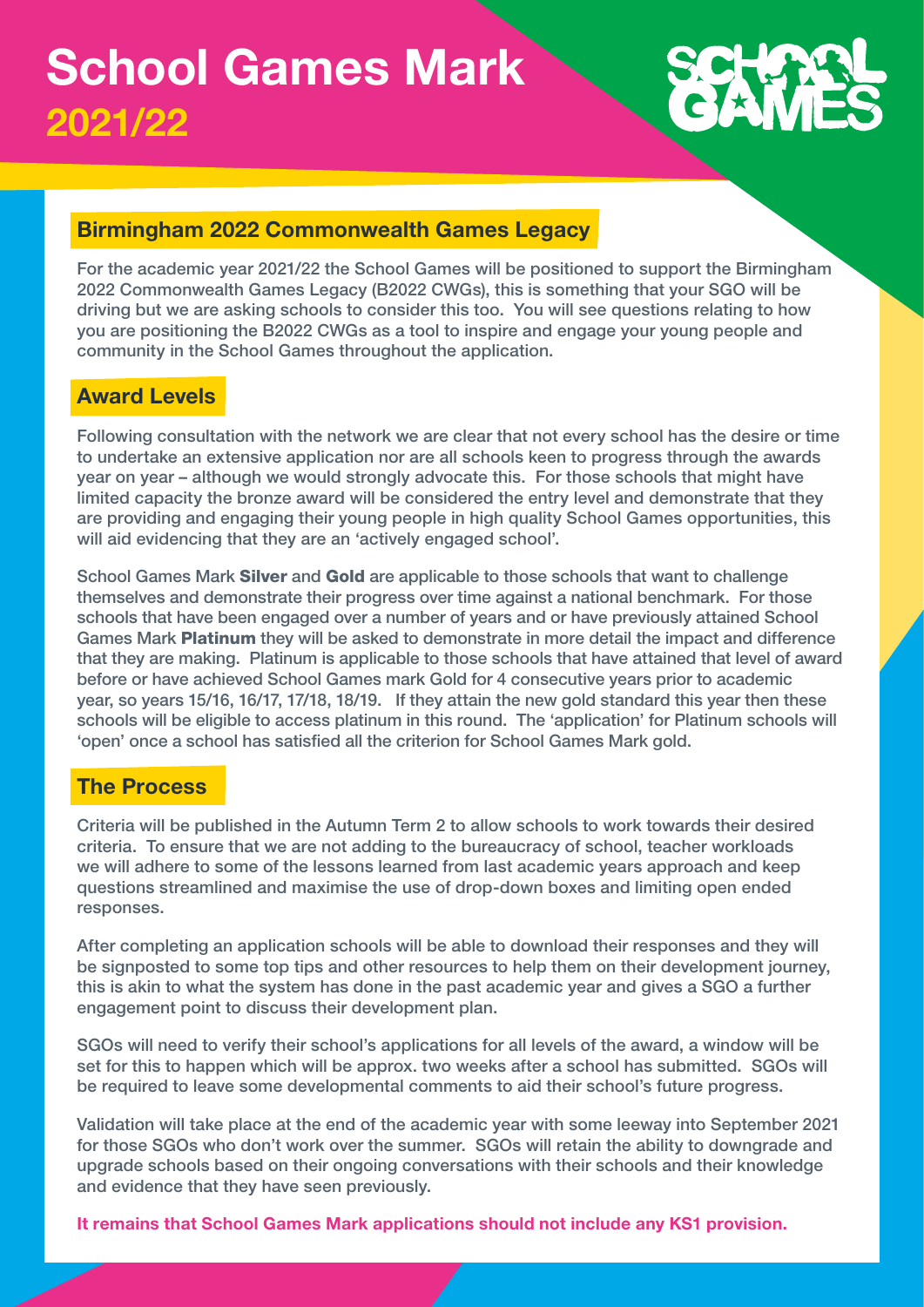# School Games Mark
## 2021/22

SCHOOL GAMES

### Birmingham 2022 Commonwealth Games Legacy

For the academic year 2021/22 the School Games will be positioned to support the Birmingham 2022 Commonwealth Games Legacy (B2022 CWGs), this is something that your SGO will be driving but we are asking schools to consider this too. You will see questions relating to how you are positioning the B2022 CWGs as a tool to inspire and engage your young people and community in the School Games throughout the application.

### Award Levels

Following consultation with the network we are clear that not every school has the desire or time to undertake an extensive application nor are all schools keen to progress through the awards year on year – although we would strongly advocate this. For those schools that might have limited capacity the bronze award will be considered the entry level and demonstrate that they are providing and engaging their young people in high quality School Games opportunities, this will aid evidencing that they are an 'actively engaged school'.

School Games Mark **Silver** and **Gold** are applicable to those schools that want to challenge themselves and demonstrate their progress over time against a national benchmark. For those schools that have been engaged over a number of years and or have previously attained School Games Mark **Platinum** they will be asked to demonstrate in more detail the impact and difference that they are making. Platinum is applicable to those schools that have attained that level of award before or have achieved School Games mark Gold for 4 consecutive years prior to academic year, so years 15/16, 16/17, 17/18, 18/19. If they attain the new gold standard this year then these schools will be eligible to access platinum in this round. The 'application' for Platinum schools will 'open' once a school has satisfied all the criterion for School Games Mark gold.

### The Process

Criteria will be published in the Autumn Term 2 to allow schools to work towards their desired criteria. To ensure that we are not adding to the bureaucracy of school, teacher workloads we will adhere to some of the lessons learned from last academic years approach and keep questions streamlined and maximise the use of drop-down boxes and limiting open ended responses.

After completing an application schools will be able to download their responses and they will be signposted to some top tips and other resources to help them on their development journey, this is akin to what the system has done in the past academic year and gives a SGO a further engagement point to discuss their development plan.

SGOs will need to verify their school's applications for all levels of the award, a window will be set for this to happen which will be approx. two weeks after a school has submitted. SGOs will be required to leave some developmental comments to aid their school's future progress.

Validation will take place at the end of the academic year with some leeway into September 2021 for those SGOs who don't work over the summer. SGOs will retain the ability to downgrade and upgrade schools based on their ongoing conversations with their schools and their knowledge and evidence that they have seen previously.

**It remains that School Games Mark applications should not include any KS1 provision.**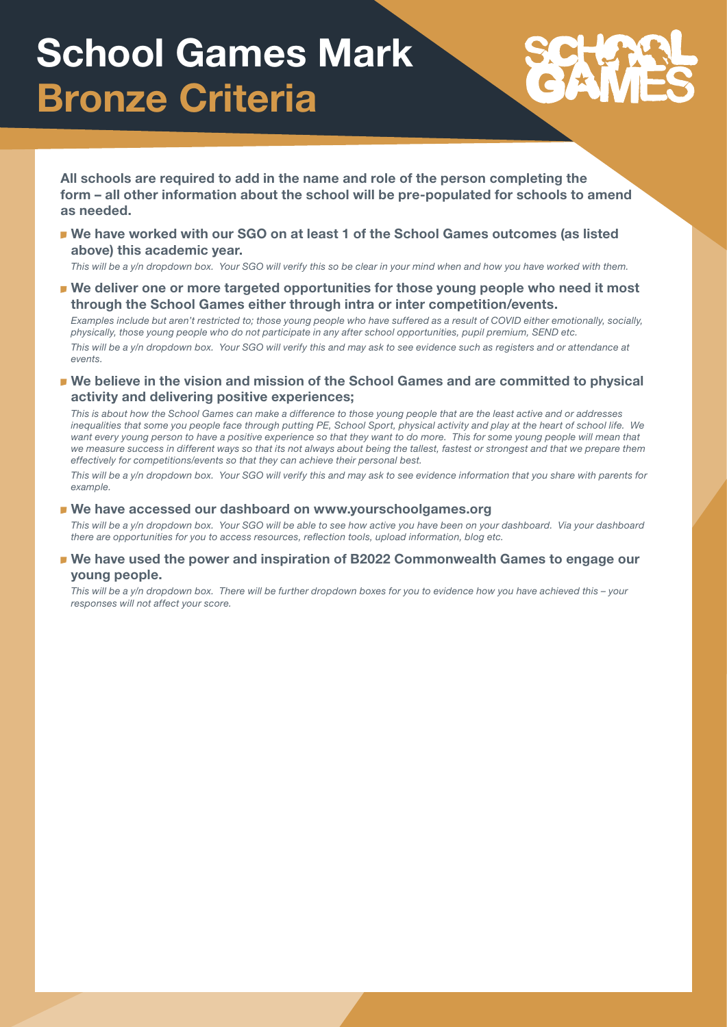# School Games Mark
## Bronze Criteria

**All schools are required to add in the name and role of the person completing the form – all other information about the school will be pre-populated for schools to amend as needed.**

- **We have worked with our SGO on at least 1 of the School Games outcomes (as listed above) this academic year.**

  *This will be a y/n dropdown box. Your SGO will verify this so be clear in your mind when and how you have worked with them.*

- **We deliver one or more targeted opportunities for those young people who need it most through the School Games either through intra or inter competition/events.**

  *Examples include but aren't restricted to; those young people who have suffered as a result of COVID either emotionally, socially, physically, those young people who do not participate in any after school opportunities, pupil premium, SEND etc.*

  *This will be a y/n dropdown box. Your SGO will verify this and may ask to see evidence such as registers and or attendance at events.*

- **We believe in the vision and mission of the School Games and are committed to physical activity and delivering positive experiences;**

  *This is about how the School Games can make a difference to those young people that are the least active and or addresses inequalities that some you people face through putting PE, School Sport, physical activity and play at the heart of school life. We want every young person to have a positive experience so that they want to do more. This for some young people will mean that we measure success in different ways so that its not always about being the tallest, fastest or strongest and that we prepare them effectively for competitions/events so that they can achieve their personal best.*

  *This will be a y/n dropdown box. Your SGO will verify this and may ask to see evidence information that you share with parents for example.*

- **We have accessed our dashboard on www.yourschoolgames.org**

  *This will be a y/n dropdown box. Your SGO will be able to see how active you have been on your dashboard. Via your dashboard there are opportunities for you to access resources, reflection tools, upload information, blog etc.*

- **We have used the power and inspiration of B2022 Commonwealth Games to engage our young people.**

  *This will be a y/n dropdown box. There will be further dropdown boxes for you to evidence how you have achieved this – your responses will not affect your score.*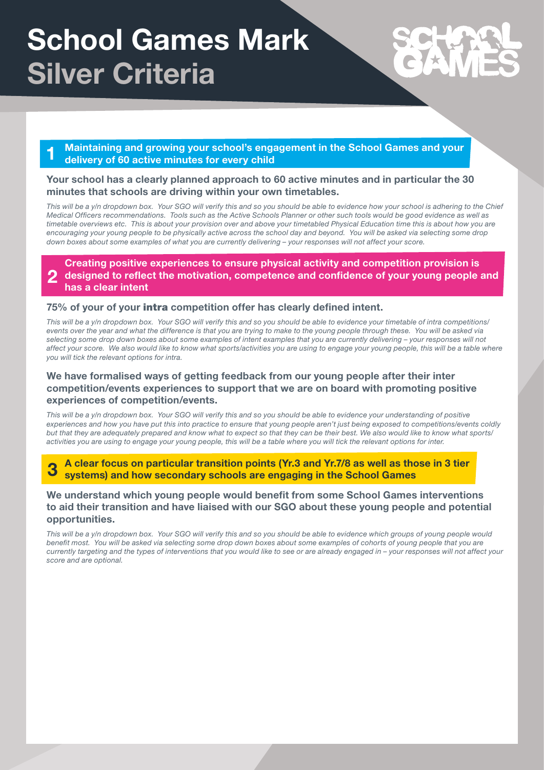# School Games Mark
## Silver Criteria

### 1 Maintaining and growing your school's engagement in the School Games and your delivery of 60 active minutes for every child

**Your school has a clearly planned approach to 60 active minutes and in particular the 30 minutes that schools are driving within your own timetables.**

*This will be a y/n dropdown box. Your SGO will verify this and so you should be able to evidence how your school is adhering to the Chief Medical Officers recommendations. Tools such as the Active Schools Planner or other such tools would be good evidence as well as timetable overviews etc. This is about your provision over and above your timetabled Physical Education time this is about how you are encouraging your young people to be physically active across the school day and beyond. You will be asked via selecting some drop down boxes about some examples of what you are currently delivering – your responses will not affect your score.*

### 2 Creating positive experiences to ensure physical activity and competition provision is designed to reflect the motivation, competence and confidence of your young people and has a clear intent

**75% of your of your intra competition offer has clearly defined intent.**

*This will be a y/n dropdown box. Your SGO will verify this and so you should be able to evidence your timetable of intra competitions/ events over the year and what the difference is that you are trying to make to the young people through these. You will be asked via selecting some drop down boxes about some examples of intent examples that you are currently delivering – your responses will not affect your score. We also would like to know what sports/activities you are using to engage your young people, this will be a table where you will tick the relevant options for intra.*

**We have formalised ways of getting feedback from our young people after their inter competition/events experiences to support that we are on board with promoting positive experiences of competition/events.**

*This will be a y/n dropdown box. Your SGO will verify this and so you should be able to evidence your understanding of positive experiences and how you have put this into practice to ensure that young people aren't just being exposed to competitions/events coldly but that they are adequately prepared and know what to expect so that they can be their best. We also would like to know what sports/ activities you are using to engage your young people, this will be a table where you will tick the relevant options for inter.*

### 3 A clear focus on particular transition points (Yr.3 and Yr.7/8 as well as those in 3 tier systems) and how secondary schools are engaging in the School Games

**We understand which young people would benefit from some School Games interventions to aid their transition and have liaised with our SGO about these young people and potential opportunities.**

*This will be a y/n dropdown box. Your SGO will verify this and so you should be able to evidence which groups of young people would benefit most. You will be asked via selecting some drop down boxes about some examples of cohorts of young people that you are currently targeting and the types of interventions that you would like to see or are already engaged in – your responses will not affect your score and are optional.*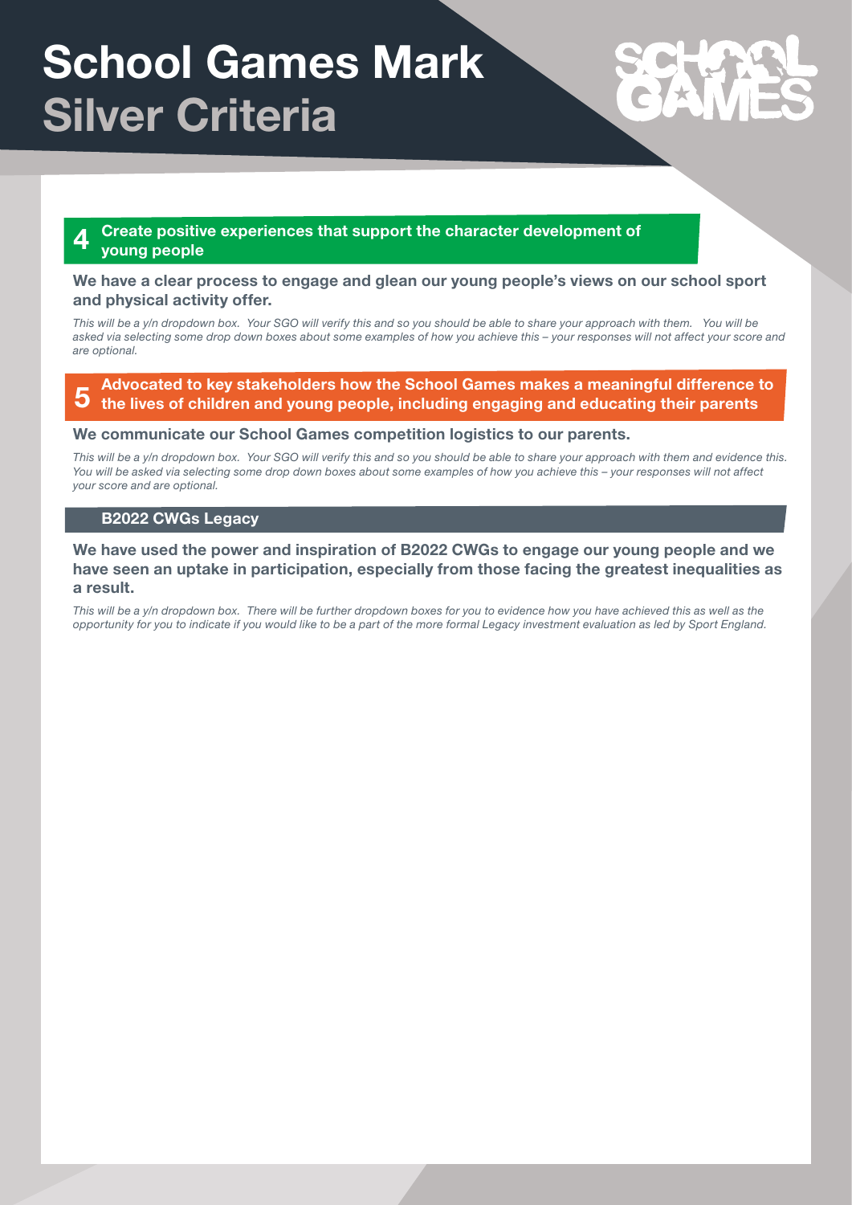# School Games Mark
## Silver Criteria

### 4 Create positive experiences that support the character development of young people

**We have a clear process to engage and glean our young people's views on our school sport and physical activity offer.**

*This will be a y/n dropdown box. Your SGO will verify this and so you should be able to share your approach with them. You will be asked via selecting some drop down boxes about some examples of how you achieve this – your responses will not affect your score and are optional.*

### 5 Advocated to key stakeholders how the School Games makes a meaningful difference to the lives of children and young people, including engaging and educating their parents

**We communicate our School Games competition logistics to our parents.**

*This will be a y/n dropdown box. Your SGO will verify this and so you should be able to share your approach with them and evidence this. You will be asked via selecting some drop down boxes about some examples of how you achieve this – your responses will not affect your score and are optional.*

### B2022 CWGs Legacy

**We have used the power and inspiration of B2022 CWGs to engage our young people and we have seen an uptake in participation, especially from those facing the greatest inequalities as a result.**

*This will be a y/n dropdown box. There will be further dropdown boxes for you to evidence how you have achieved this as well as the opportunity for you to indicate if you would like to be a part of the more formal Legacy investment evaluation as led by Sport England.*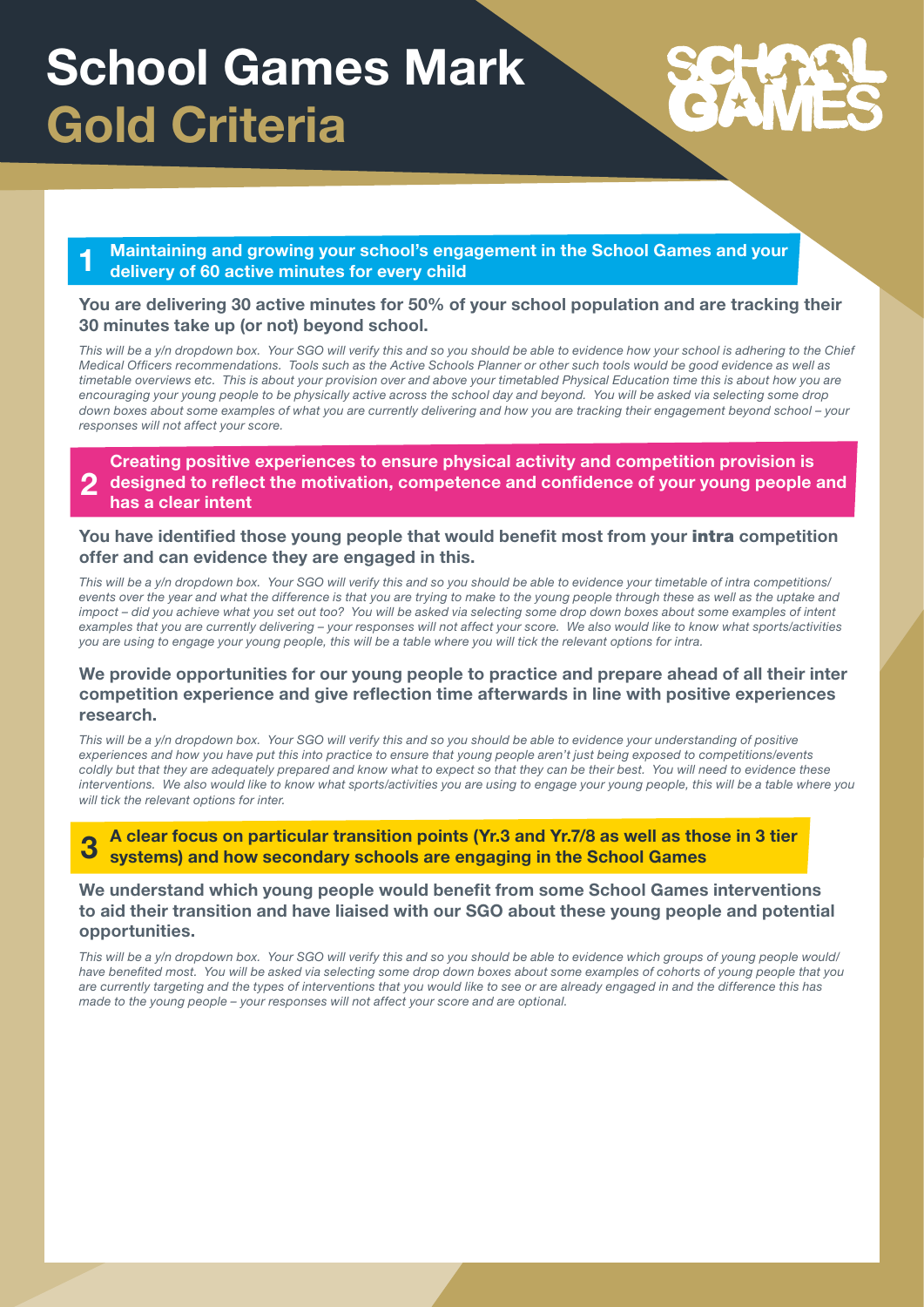# School Games Mark
# Gold Criteria

## 1 Maintaining and growing your school's engagement in the School Games and your delivery of 60 active minutes for every child

### You are delivering 30 active minutes for 50% of your school population and are tracking their 30 minutes take up (or not) beyond school.

*This will be a y/n dropdown box. Your SGO will verify this and so you should be able to evidence how your school is adhering to the Chief Medical Officers recommendations. Tools such as the Active Schools Planner or other such tools would be good evidence as well as timetable overviews etc. This is about your provision over and above your timetabled Physical Education time this is about how you are encouraging your young people to be physically active across the school day and beyond. You will be asked via selecting some drop down boxes about some examples of what you are currently delivering and how you are tracking their engagement beyond school – your responses will not affect your score.*

## 2 Creating positive experiences to ensure physical activity and competition provision is designed to reflect the motivation, competence and confidence of your young people and has a clear intent

### You have identified those young people that would benefit most from your **intra** competition offer and can evidence they are engaged in this.

*This will be a y/n dropdown box. Your SGO will verify this and so you should be able to evidence your timetable of intra competitions/ events over the year and what the difference is that you are trying to make to the young people through these as well as the uptake and impact – did you achieve what you set out too? You will be asked via selecting some drop down boxes about some examples of intent examples that you are currently delivering – your responses will not affect your score. We also would like to know what sports/activities you are using to engage your young people, this will be a table where you will tick the relevant options for intra.*

### We provide opportunities for our young people to practice and prepare ahead of all their inter competition experience and give reflection time afterwards in line with positive experiences research.

*This will be a y/n dropdown box. Your SGO will verify this and so you should be able to evidence your understanding of positive experiences and how you have put this into practice to ensure that young people aren't just being exposed to competitions/events coldly but that they are adequately prepared and know what to expect so that they can be their best. You will need to evidence these interventions. We also would like to know what sports/activities you are using to engage your young people, this will be a table where you will tick the relevant options for inter.*

## 3 A clear focus on particular transition points (Yr.3 and Yr.7/8 as well as those in 3 tier systems) and how secondary schools are engaging in the School Games

### We understand which young people would benefit from some School Games interventions to aid their transition and have liaised with our SGO about these young people and potential opportunities.

*This will be a y/n dropdown box. Your SGO will verify this and so you should be able to evidence which groups of young people would/ have benefited most. You will be asked via selecting some drop down boxes about some examples of cohorts of young people that you are currently targeting and the types of interventions that you would like to see or are already engaged in and the difference this has made to the young people – your responses will not affect your score and are optional.*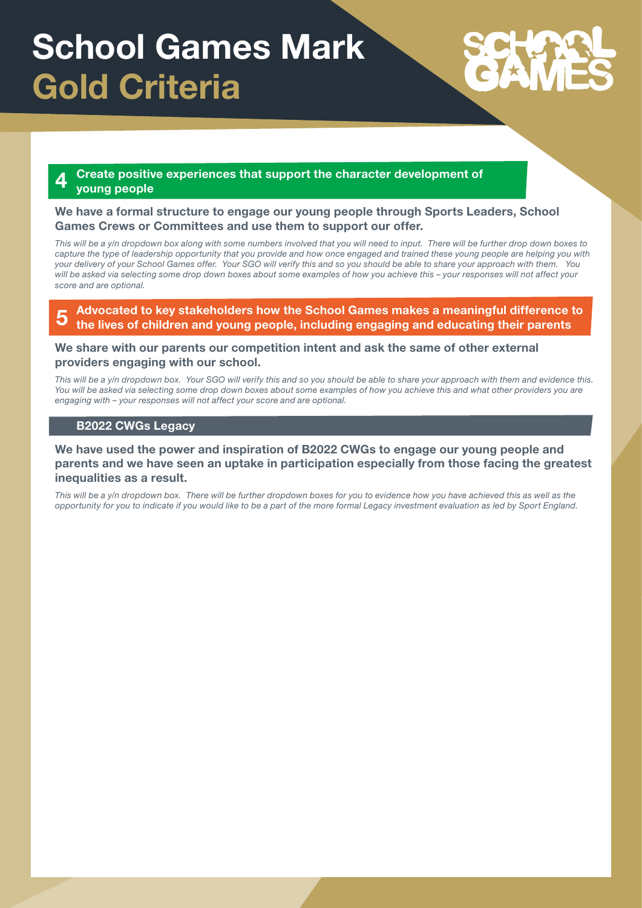# School Games Mark
# Gold Criteria

## 4 Create positive experiences that support the character development of young people

**We have a formal structure to engage our young people through Sports Leaders, School Games Crews or Committees and use them to support our offer.**

*This will be a y/n dropdown box along with some numbers involved that you will need to input. There will be further drop down boxes to capture the type of leadership opportunity that you provide and how once engaged and trained these young people are helping you with your delivery of your School Games offer. Your SGO will verify this and so you should be able to share your approach with them. You will be asked via selecting some drop down boxes about some examples of how you achieve this – your responses will not affect your score and are optional.*

## 5 Advocated to key stakeholders how the School Games makes a meaningful difference to the lives of children and young people, including engaging and educating their parents

**We share with our parents our competition intent and ask the same of other external providers engaging with our school.**

*This will be a y/n dropdown box. Your SGO will verify this and so you should be able to share your approach with them and evidence this. You will be asked via selecting some drop down boxes about some examples of how you achieve this and what other providers you are engaging with – your responses will not affect your score and are optional.*

## B2022 CWGs Legacy

**We have used the power and inspiration of B2022 CWGs to engage our young people and parents and we have seen an uptake in participation especially from those facing the greatest inequalities as a result.**

*This will be a y/n dropdown box. There will be further dropdown boxes for you to evidence how you have achieved this as well as the opportunity for you to indicate if you would like to be a part of the more formal Legacy investment evaluation as led by Sport England.*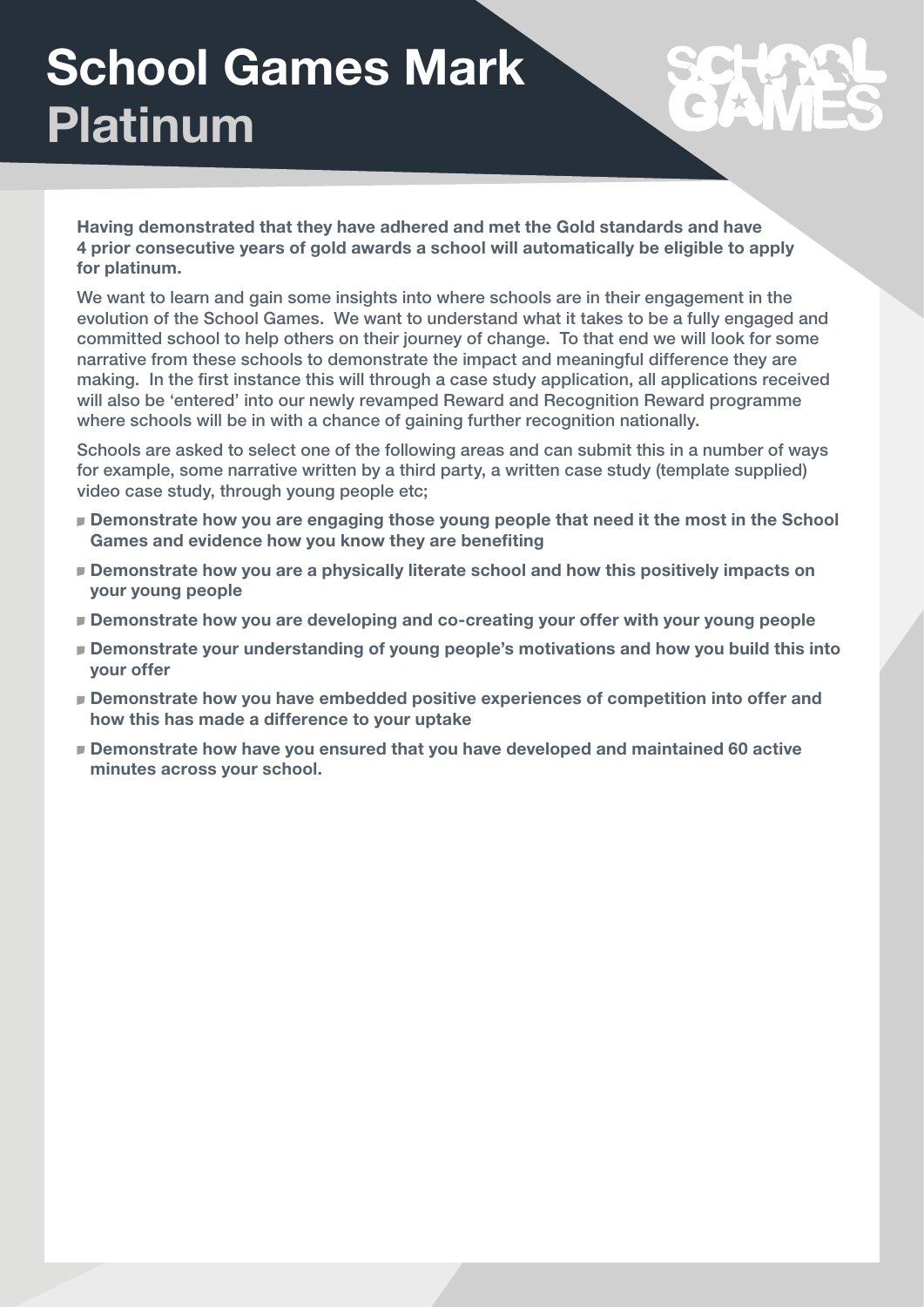# School Games Mark Platinum

**Having demonstrated that they have adhered and met the Gold standards and have 4 prior consecutive years of gold awards a school will automatically be eligible to apply for platinum.**

We want to learn and gain some insights into where schools are in their engagement in the evolution of the School Games. We want to understand what it takes to be a fully engaged and committed school to help others on their journey of change. To that end we will look for some narrative from these schools to demonstrate the impact and meaningful difference they are making. In the first instance this will through a case study application, all applications received will also be 'entered' into our newly revamped Reward and Recognition Reward programme where schools will be in with a chance of gaining further recognition nationally.

Schools are asked to select one of the following areas and can submit this in a number of ways for example, some narrative written by a third party, a written case study (template supplied) video case study, through young people etc;

- **Demonstrate how you are engaging those young people that need it the most in the School Games and evidence how you know they are benefiting**
- **Demonstrate how you are a physically literate school and how this positively impacts on your young people**
- **Demonstrate how you are developing and co-creating your offer with your young people**
- **Demonstrate your understanding of young people's motivations and how you build this into your offer**
- **Demonstrate how you have embedded positive experiences of competition into offer and how this has made a difference to your uptake**
- **Demonstrate how have you ensured that you have developed and maintained 60 active minutes across your school.**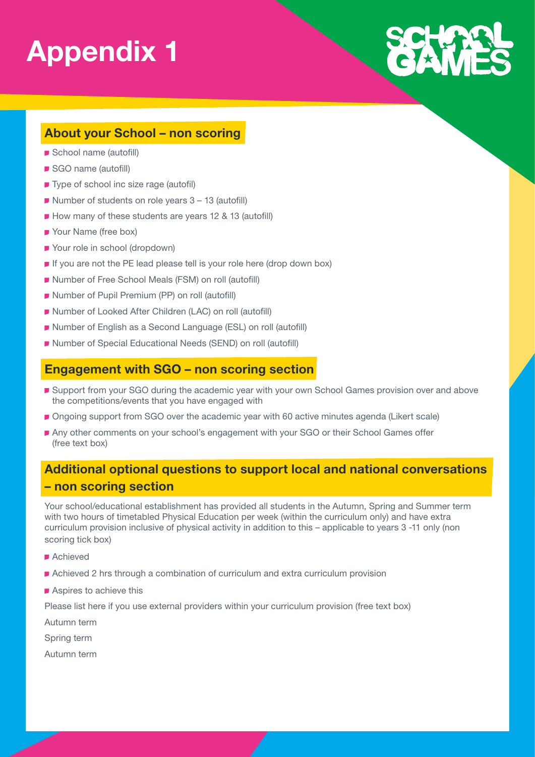# Appendix 1

## About your School – non scoring

- School name (autofill)
- SGO name (autofill)
- Type of school inc size rage (autofil)
- Number of students on role years 3 – 13 (autofill)
- How many of these students are years 12 & 13 (autofill)
- Your Name (free box)
- Your role in school (dropdown)
- If you are not the PE lead please tell is your role here (drop down box)
- Number of Free School Meals (FSM) on roll (autofill)
- Number of Pupil Premium (PP) on roll (autofill)
- Number of Looked After Children (LAC) on roll (autofill)
- Number of English as a Second Language (ESL) on roll (autofill)
- Number of Special Educational Needs (SEND) on roll (autofill)

## Engagement with SGO – non scoring section

- Support from your SGO during the academic year with your own School Games provision over and above the competitions/events that you have engaged with
- Ongoing support from SGO over the academic year with 60 active minutes agenda (Likert scale)
- Any other comments on your school's engagement with your SGO or their School Games offer (free text box)

## Additional optional questions to support local and national conversations – non scoring section

Your school/educational establishment has provided all students in the Autumn, Spring and Summer term with two hours of timetabled Physical Education per week (within the curriculum only) and have extra curriculum provision inclusive of physical activity in addition to this – applicable to years 3 -11 only (non scoring tick box)

- Achieved
- Achieved 2 hrs through a combination of curriculum and extra curriculum provision
- Aspires to achieve this

Please list here if you use external providers within your curriculum provision (free text box)

Autumn term

Spring term

Autumn term